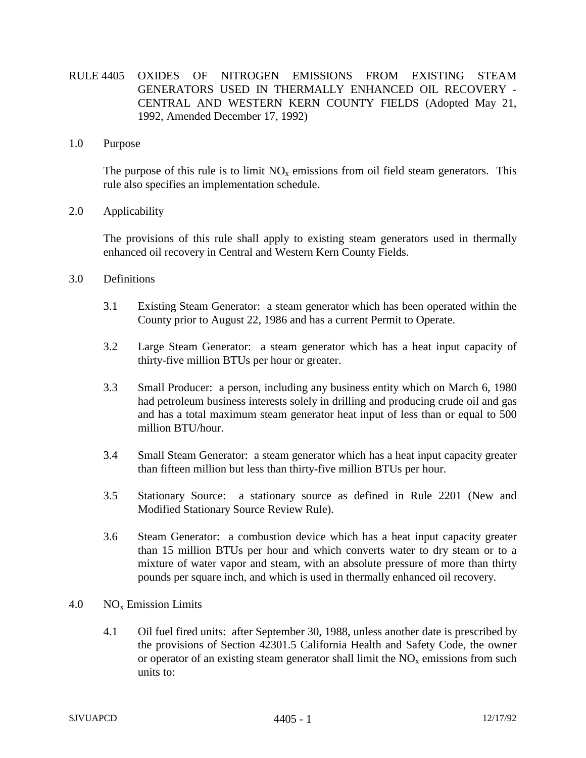# RULE 4405 OXIDES OF NITROGEN EMISSIONS FROM EXISTING STEAM GENERATORS USED IN THERMALLY ENHANCED OIL RECOVERY - CENTRAL AND WESTERN KERN COUNTY FIELDS (Adopted May 21, 1992, Amended December 17, 1992)

## 1.0 Purpose

The purpose of this rule is to limit $NO_x$ emissions from oil field steam generators. This rule also specifies an implementation schedule.

## 2.0 Applicability

The provisions of this rule shall apply to existing steam generators used in thermally enhanced oil recovery in Central and Western Kern County Fields.

## 3.0 Definitions

3.1 Existing Steam Generator: a steam generator which has been operated within the County prior to August 22, 1986 and has a current Permit to Operate.

3.2 Large Steam Generator: a steam generator which has a heat input capacity of thirty-five million BTUs per hour or greater.

3.3 Small Producer: a person, including any business entity which on March 6, 1980 had petroleum business interests solely in drilling and producing crude oil and gas and has a total maximum steam generator heat input of less than or equal to 500 million BTU/hour.

3.4 Small Steam Generator: a steam generator which has a heat input capacity greater than fifteen million but less than thirty-five million BTUs per hour.

3.5 Stationary Source: a stationary source as defined in Rule 2201 (New and Modified Stationary Source Review Rule).

3.6 Steam Generator: a combustion device which has a heat input capacity greater than 15 million BTUs per hour and which converts water to dry steam or to a mixture of water vapor and steam, with an absolute pressure of more than thirty pounds per square inch, and which is used in thermally enhanced oil recovery.

## 4.0 $NO_x$ Emission Limits

4.1 Oil fuel fired units: after September 30, 1988, unless another date is prescribed by the provisions of Section 42301.5 California Health and Safety Code, the owner or operator of an existing steam generator shall limit the $NO_x$ emissions from such units to: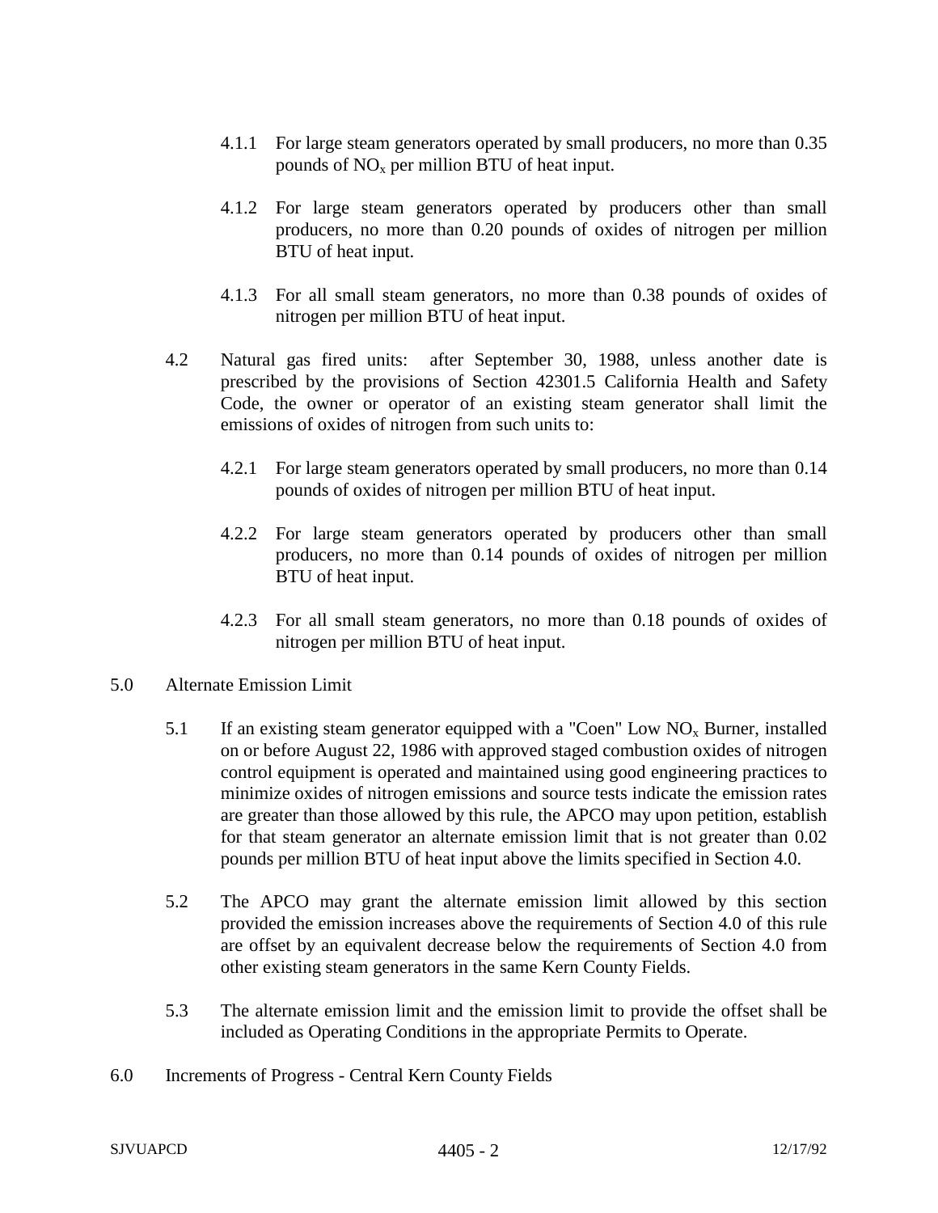4.1.1 For large steam generators operated by small producers, no more than 0.35 pounds of $NO_x$ per million BTU of heat input.

4.1.2 For large steam generators operated by producers other than small producers, no more than 0.20 pounds of oxides of nitrogen per million BTU of heat input.

4.1.3 For all small steam generators, no more than 0.38 pounds of oxides of nitrogen per million BTU of heat input.

4.2 Natural gas fired units: after September 30, 1988, unless another date is prescribed by the provisions of Section 42301.5 California Health and Safety Code, the owner or operator of an existing steam generator shall limit the emissions of oxides of nitrogen from such units to:

4.2.1 For large steam generators operated by small producers, no more than 0.14 pounds of oxides of nitrogen per million BTU of heat input.

4.2.2 For large steam generators operated by producers other than small producers, no more than 0.14 pounds of oxides of nitrogen per million BTU of heat input.

4.2.3 For all small steam generators, no more than 0.18 pounds of oxides of nitrogen per million BTU of heat input.

## 5.0 Alternate Emission Limit

5.1 If an existing steam generator equipped with a "Coen" Low $NO_x$ Burner, installed on or before August 22, 1986 with approved staged combustion oxides of nitrogen control equipment is operated and maintained using good engineering practices to minimize oxides of nitrogen emissions and source tests indicate the emission rates are greater than those allowed by this rule, the APCO may upon petition, establish for that steam generator an alternate emission limit that is not greater than 0.02 pounds per million BTU of heat input above the limits specified in Section 4.0.

5.2 The APCO may grant the alternate emission limit allowed by this section provided the emission increases above the requirements of Section 4.0 of this rule are offset by an equivalent decrease below the requirements of Section 4.0 from other existing steam generators in the same Kern County Fields.

5.3 The alternate emission limit and the emission limit to provide the offset shall be included as Operating Conditions in the appropriate Permits to Operate.

## 6.0 Increments of Progress - Central Kern County Fields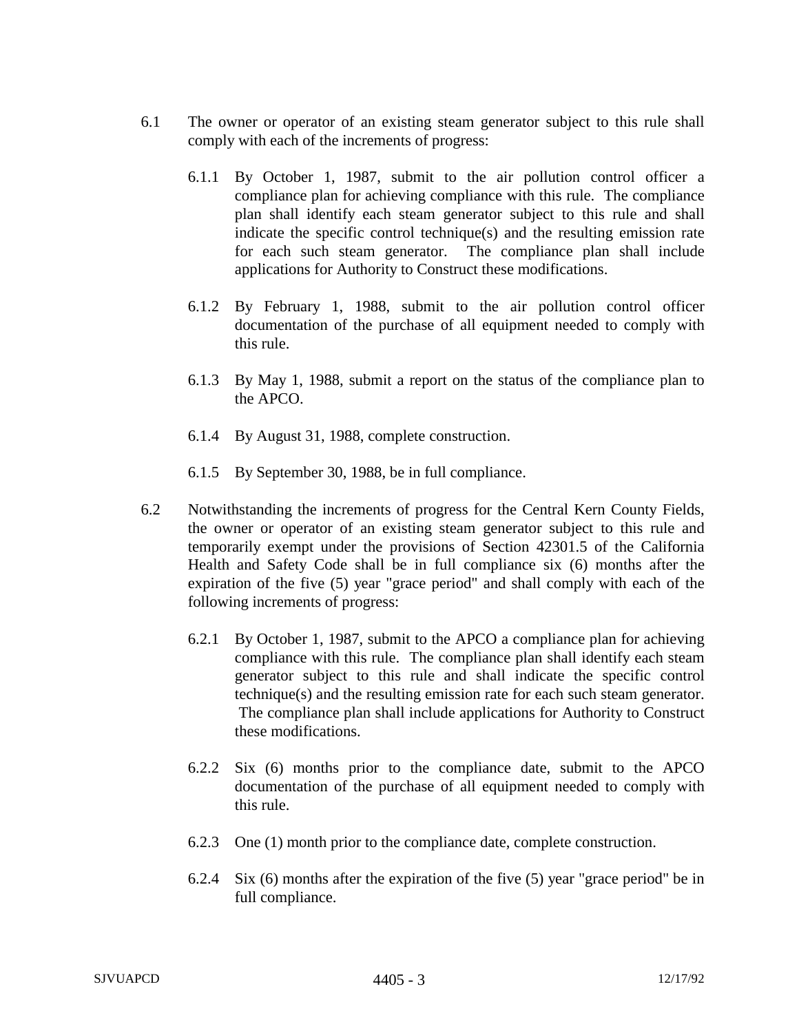6.1 The owner or operator of an existing steam generator subject to this rule shall comply with each of the increments of progress:

6.1.1 By October 1, 1987, submit to the air pollution control officer a compliance plan for achieving compliance with this rule. The compliance plan shall identify each steam generator subject to this rule and shall indicate the specific control technique(s) and the resulting emission rate for each such steam generator. The compliance plan shall include applications for Authority to Construct these modifications.

6.1.2 By February 1, 1988, submit to the air pollution control officer documentation of the purchase of all equipment needed to comply with this rule.

6.1.3 By May 1, 1988, submit a report on the status of the compliance plan to the APCO.

6.1.4 By August 31, 1988, complete construction.

6.1.5 By September 30, 1988, be in full compliance.

6.2 Notwithstanding the increments of progress for the Central Kern County Fields, the owner or operator of an existing steam generator subject to this rule and temporarily exempt under the provisions of Section 42301.5 of the California Health and Safety Code shall be in full compliance six (6) months after the expiration of the five (5) year "grace period" and shall comply with each of the following increments of progress:

6.2.1 By October 1, 1987, submit to the APCO a compliance plan for achieving compliance with this rule. The compliance plan shall identify each steam generator subject to this rule and shall indicate the specific control technique(s) and the resulting emission rate for each such steam generator. The compliance plan shall include applications for Authority to Construct these modifications.

6.2.2 Six (6) months prior to the compliance date, submit to the APCO documentation of the purchase of all equipment needed to comply with this rule.

6.2.3 One (1) month prior to the compliance date, complete construction.

6.2.4 Six (6) months after the expiration of the five (5) year "grace period" be in full compliance.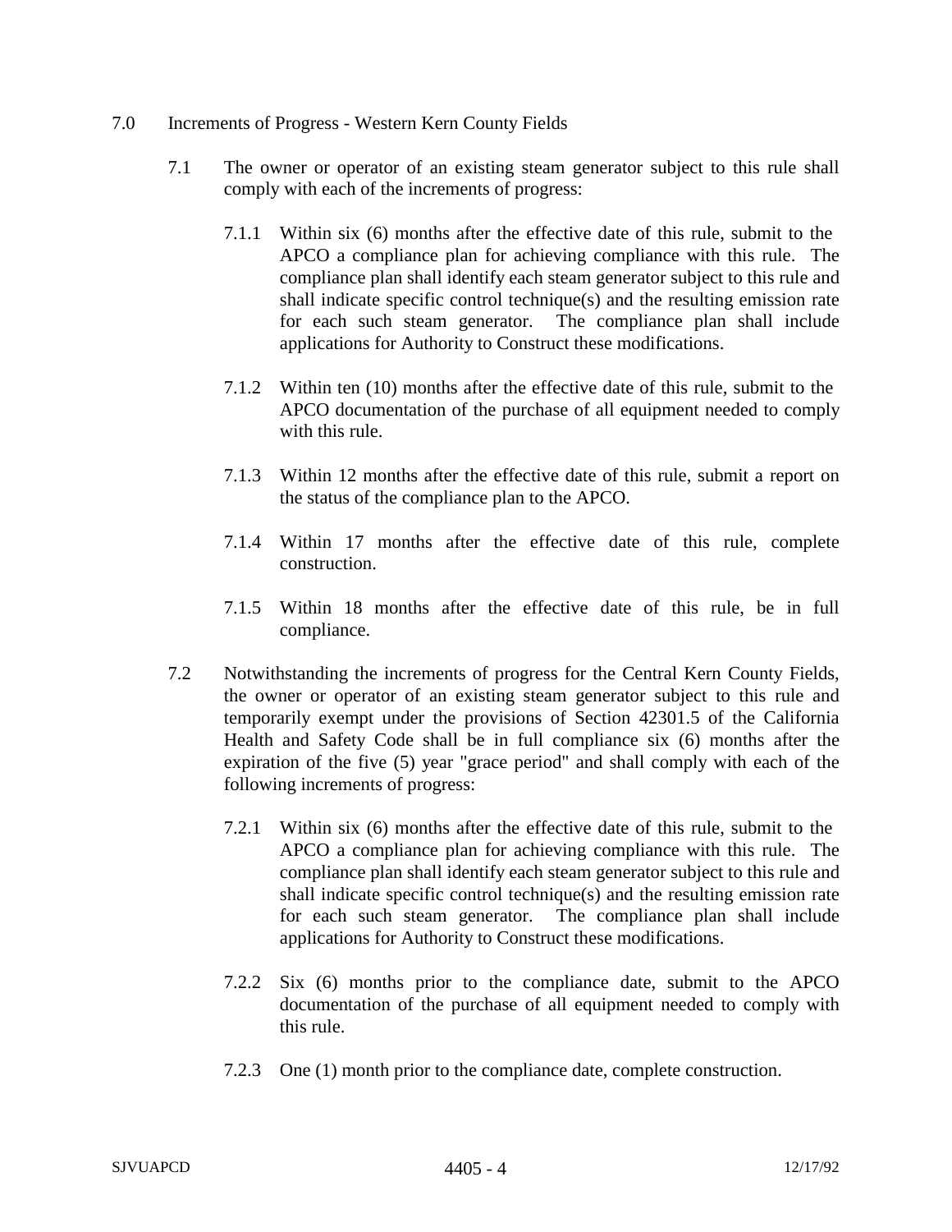7.0 Increments of Progress - Western Kern County Fields

7.1 The owner or operator of an existing steam generator subject to this rule shall comply with each of the increments of progress:

7.1.1 Within six (6) months after the effective date of this rule, submit to the APCO a compliance plan for achieving compliance with this rule. The compliance plan shall identify each steam generator subject to this rule and shall indicate specific control technique(s) and the resulting emission rate for each such steam generator. The compliance plan shall include applications for Authority to Construct these modifications.

7.1.2 Within ten (10) months after the effective date of this rule, submit to the APCO documentation of the purchase of all equipment needed to comply with this rule.

7.1.3 Within 12 months after the effective date of this rule, submit a report on the status of the compliance plan to the APCO.

7.1.4 Within 17 months after the effective date of this rule, complete construction.

7.1.5 Within 18 months after the effective date of this rule, be in full compliance.

7.2 Notwithstanding the increments of progress for the Central Kern County Fields, the owner or operator of an existing steam generator subject to this rule and temporarily exempt under the provisions of Section 42301.5 of the California Health and Safety Code shall be in full compliance six (6) months after the expiration of the five (5) year "grace period" and shall comply with each of the following increments of progress:

7.2.1 Within six (6) months after the effective date of this rule, submit to the APCO a compliance plan for achieving compliance with this rule. The compliance plan shall identify each steam generator subject to this rule and shall indicate specific control technique(s) and the resulting emission rate for each such steam generator. The compliance plan shall include applications for Authority to Construct these modifications.

7.2.2 Six (6) months prior to the compliance date, submit to the APCO documentation of the purchase of all equipment needed to comply with this rule.

7.2.3 One (1) month prior to the compliance date, complete construction.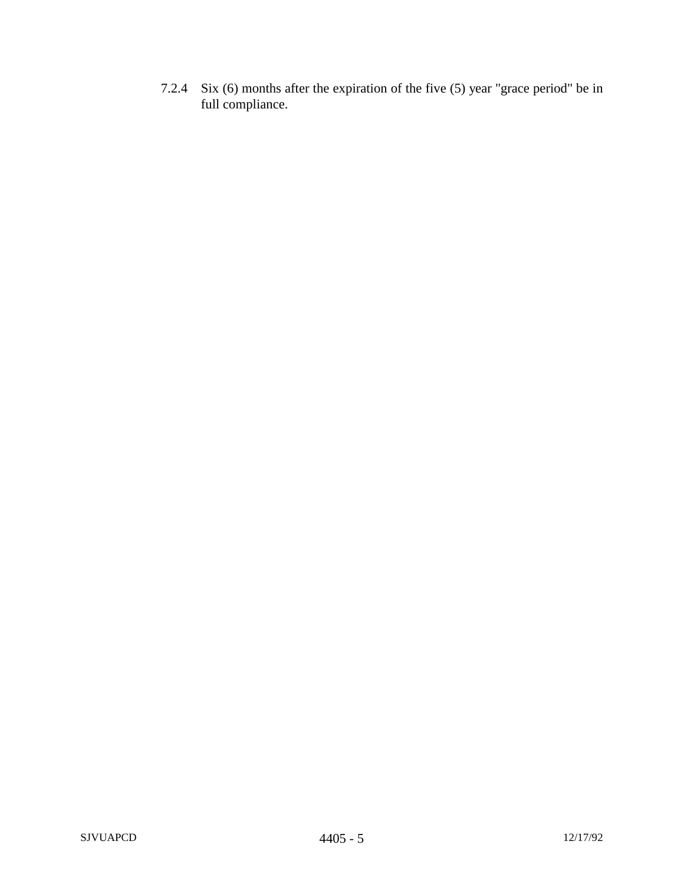7.2.4 Six (6) months after the expiration of the five (5) year "grace period" be in full compliance.